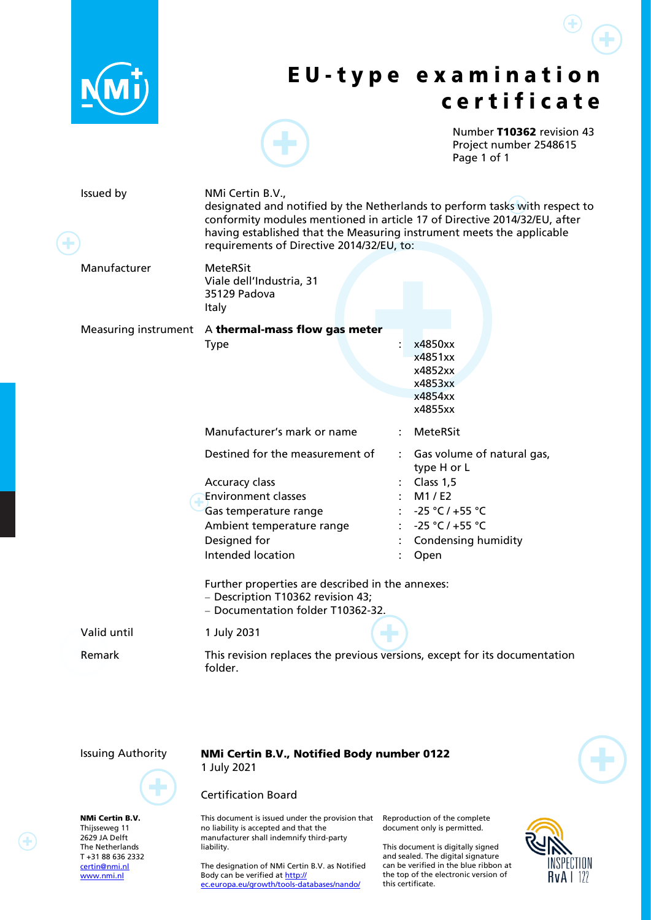# EU-type examination certificate

Number **T10362** revision 43
Project number 2548615

| | | | |
|---|---|---|---|
| Issued by | NMi Certin B.V., designated and notified by the Netherlands to perform tasks with respect to conformity modules mentioned in article 17 of Directive 2014/32/EU, after having established that the Measuring instrument meets the applicable requirements of Directive 2014/32/EU, to: | | |
| Manufacturer | MeteRSit<br>Viale dell'Industria, 31<br>35129 Padova<br>Italy | | |
| Measuring instrument | A **thermal-mass flow gas meter** | | |
| | Type | : | x4850xx<br>x4851xx<br>x4852xx<br>x4853xx<br>x4854xx<br>x4855xx |
| | Manufacturer's mark or name | : | MeteRSit |
| | Destined for the measurement of | : | Gas volume of natural gas, type H or L |
| | Accuracy class | : | Class 1,5 |
| | Environment classes | : | M1 / E2 |
| | Gas temperature range | : | -25 °C / +55 °C |
| | Ambient temperature range | : | -25 °C / +55 °C |
| | Designed for | : | Condensing humidity |
| | Intended location | : | Open |

Further properties are described in the annexes:
- Description T10362 revision 43;
- Documentation folder T10362-32.

Valid until: 1 July 2031

Remark: This revision replaces the previous versions, except for its documentation folder.

Issuing Authority: **NMi Certin B.V., Notified Body number 0122**
1 July 2021

Certification Board

**NMi Certin B.V.**
Thijsseweg 11
2629 JA Delft
The Netherlands
T +31 88 636 2332
certin@nmi.nl
www.nmi.nl

This document is issued under the provision that no liability is accepted and that the manufacturer shall indemnify third-party liability.

The designation of NMi Certin B.V. as Notified Body can be verified at http://ec.europa.eu/growth/tools-databases/nando/

Reproduction of the complete document only is permitted.

This document is digitally signed and sealed. The digital signature can be verified in the blue ribbon at the top of the electronic version of this certificate.

INSPECTION RvA I 122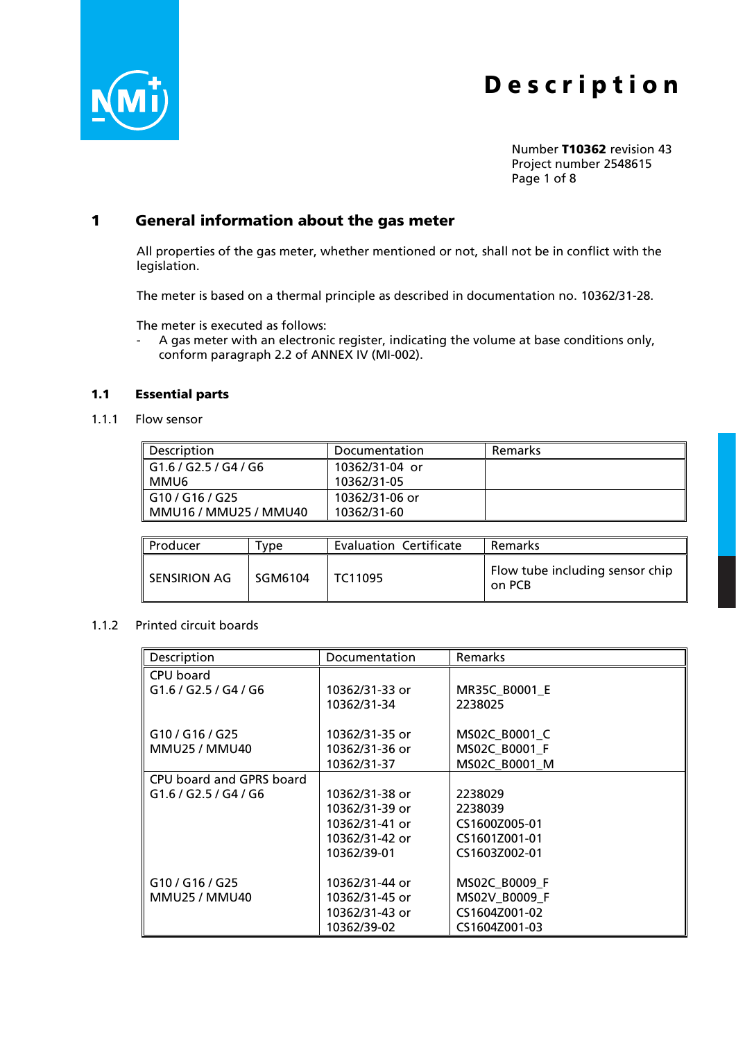# Description

Number **T10362** revision 43
Project number 2548615

## 1 General information about the gas meter

All properties of the gas meter, whether mentioned or not, shall not be in conflict with the legislation.

The meter is based on a thermal principle as described in documentation no. 10362/31-28.

The meter is executed as follows:

- A gas meter with an electronic register, indicating the volume at base conditions only, conform paragraph 2.2 of ANNEX IV (MI-002).

### 1.1 Essential parts

1.1.1 Flow sensor

| Description | Documentation | Remarks |
|---|---|---|
| G1.6 / G2.5 / G4 / G6<br>MMU6 | 10362/31-04 or<br>10362/31-05 | |
| G10 / G16 / G25<br>MMU16 / MMU25 / MMU40 | 10362/31-06 or<br>10362/31-60 | |

| Producer | Type | Evaluation Certificate | Remarks |
|---|---|---|---|
| SENSIRION AG | SGM6104 | TC11095 | Flow tube including sensor chip on PCB |

1.1.2 Printed circuit boards

| Description | Documentation | Remarks |
|---|---|---|
| CPU board<br>G1.6 / G2.5 / G4 / G6 | 10362/31-33 or<br>10362/31-34 | MR35C_B0001_E<br>2238025 |
| G10 / G16 / G25<br>MMU25 / MMU40 | 10362/31-35 or<br>10362/31-36 or<br>10362/31-37 | MS02C_B0001_C<br>MS02C_B0001_F<br>MS02C_B0001_M |
| CPU board and GPRS board<br>G1.6 / G2.5 / G4 / G6 | 10362/31-38 or<br>10362/31-39 or<br>10362/31-41 or<br>10362/31-42 or<br>10362/39-01 | 2238029<br>2238039<br>CS1600Z005-01<br>CS1601Z001-01<br>CS1603Z002-01 |
| G10 / G16 / G25<br>MMU25 / MMU40 | 10362/31-44 or<br>10362/31-45 or<br>10362/31-43 or<br>10362/39-02 | MS02C_B0009_F<br>MS02V_B0009_F<br>CS1604Z001-02<br>CS1604Z001-03 |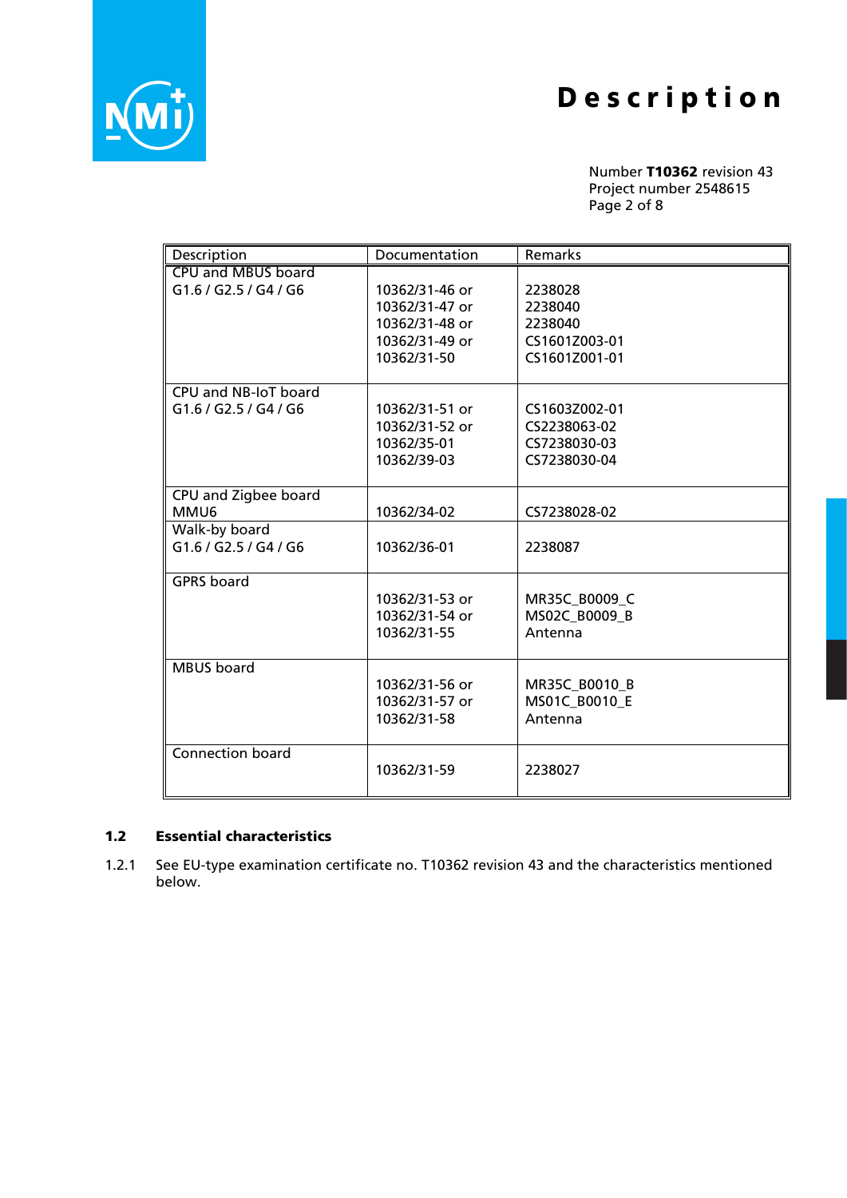| Description | Documentation | Remarks |
|---|---|---|
| CPU and MBUS board G1.6 / G2.5 / G4 / G6 | 10362/31-46 or 10362/31-47 or 10362/31-48 or 10362/31-49 or 10362/31-50 | 2238028 2238040 2238040 CS1601Z003-01 CS1601Z001-01 |
| CPU and NB-IoT board G1.6 / G2.5 / G4 / G6 | 10362/31-51 or 10362/31-52 or 10362/35-01 10362/39-03 | CS1603Z002-01 CS2238063-02 CS7238030-03 CS7238030-04 |
| CPU and Zigbee board MMU6 | 10362/34-02 | CS7238028-02 |
| Walk-by board G1.6 / G2.5 / G4 / G6 | 10362/36-01 | 2238087 |
| GPRS board | 10362/31-53 or 10362/31-54 or 10362/31-55 | MR35C_B0009_C MS02C_B0009_B Antenna |
| MBUS board | 10362/31-56 or 10362/31-57 or 10362/31-58 | MR35C_B0010_B MS01C_B0010_E Antenna |
| Connection board | 10362/31-59 | 2238027 |

## 1.2 Essential characteristics

1.2.1 See EU-type examination certificate no. T10362 revision 43 and the characteristics mentioned below.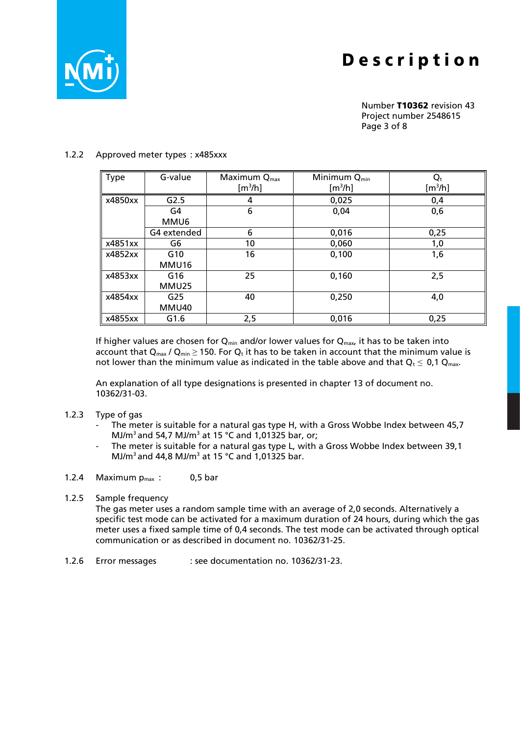1.2.2 Approved meter types : x485xxx

| Type | G-value | Maximum $Q_{max}$ [m³/h] | Minimum $Q_{min}$ [m³/h] | $Q_t$ [m³/h] |
|---|---|---|---|---|
| x4850xx | G2.5 | 4 | 0,025 | 0,4 |
| | G4<br>MMU6 | 6 | 0,04 | 0,6 |
| | G4 extended | 6 | 0,016 | 0,25 |
| x4851xx | G6 | 10 | 0,060 | 1,0 |
| x4852xx | G10<br>MMU16 | 16 | 0,100 | 1,6 |
| x4853xx | G16<br>MMU25 | 25 | 0,160 | 2,5 |
| x4854xx | G25<br>MMU40 | 40 | 0,250 | 4,0 |
| x4855xx | G1.6 | 2,5 | 0,016 | 0,25 |

If higher values are chosen for $Q_{min}$ and/or lower values for $Q_{max}$, it has to be taken into account that $Q_{max}$ / $Q_{min} \geq 150$. For $Q_t$ it has to be taken in account that the minimum value is not lower than the minimum value as indicated in the table above and that $Q_t \leq$ 0,1 $Q_{max}$.

An explanation of all type designations is presented in chapter 13 of document no. 10362/31-03.

1.2.3 Type of gas

- The meter is suitable for a natural gas type H, with a Gross Wobbe Index between 45,7 MJ/m³ and 54,7 MJ/m³ at 15 °C and 1,01325 bar, or;
- The meter is suitable for a natural gas type L, with a Gross Wobbe Index between 39,1 MJ/m³ and 44,8 MJ/m³ at 15 °C and 1,01325 bar.

1.2.4 Maximum $p_{max}$ : 0,5 bar

1.2.5 Sample frequency

The gas meter uses a random sample time with an average of 2,0 seconds. Alternatively a specific test mode can be activated for a maximum duration of 24 hours, during which the gas meter uses a fixed sample time of 0,4 seconds. The test mode can be activated through optical communication or as described in document no. 10362/31-25.

1.2.6 Error messages : see documentation no. 10362/31-23.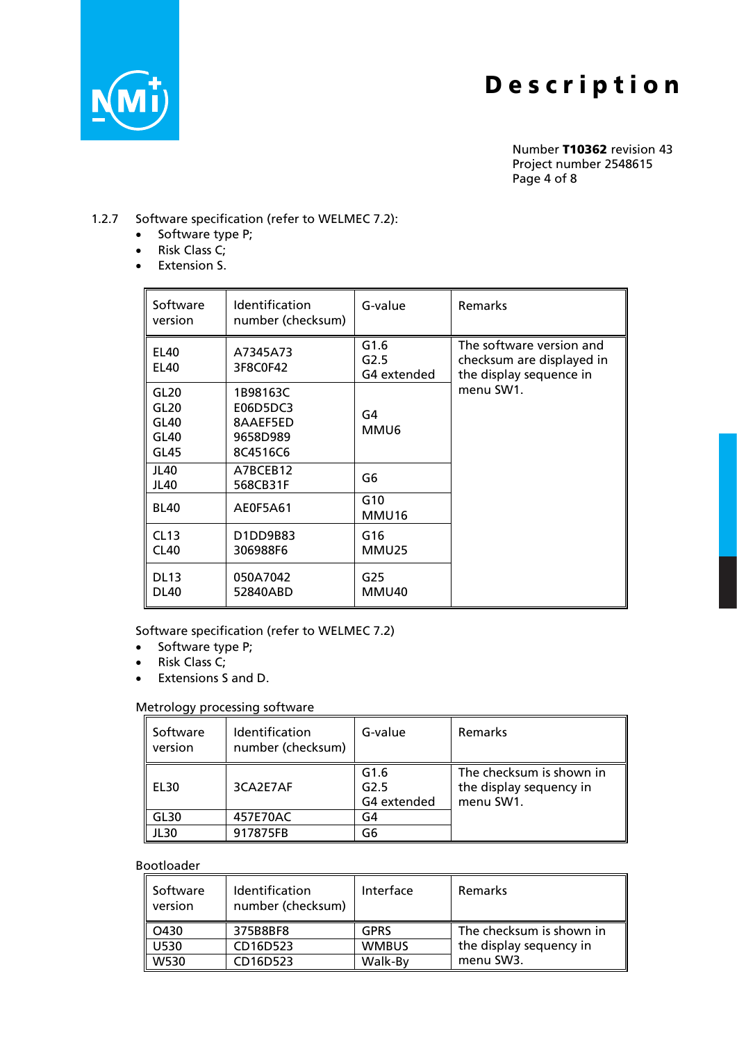1.2.7 Software specification (refer to WELMEC 7.2):

- Software type P;
- Risk Class C;
- Extension S.

| Software version | Identification number (checksum) | G-value | Remarks |
|---|---|---|---|
| EL40<br>EL40 | A7345A73<br>3F8C0F42 | G1.6<br>G2.5<br>G4 extended | The software version and checksum are displayed in the display sequence in menu SW1. |
| GL20<br>GL20<br>GL40<br>GL40<br>GL45 | 1B98163C<br>E06D5DC3<br>8AAEF5ED<br>9658D989<br>8C4516C6 | G4<br>MMU6 | |
| JL40<br>JL40 | A7BCEB12<br>568CB31F | G6 | |
| BL40 | AE0F5A61 | G10<br>MMU16 | |
| CL13<br>CL40 | D1DD9B83<br>306988F6 | G16<br>MMU25 | |
| DL13<br>DL40 | 050A7042<br>52840ABD | G25<br>MMU40 | |

Software specification (refer to WELMEC 7.2)

- Software type P;
- Risk Class C;
- Extensions S and D.

Metrology processing software

| Software version | Identification number (checksum) | G-value | Remarks |
|---|---|---|---|
| EL30 | 3CA2E7AF | G1.6<br>G2.5<br>G4 extended | The checksum is shown in the display sequency in menu SW1. |
| GL30 | 457E70AC | G4 | |
| JL30 | 917875FB | G6 | |

Bootloader

| Software version | Identification number (checksum) | Interface | Remarks |
|---|---|---|---|
| O430 | 375B8BF8 | GPRS | The checksum is shown in the display sequency in menu SW3. |
| U530 | CD16D523 | WMBUS | |
| W530 | CD16D523 | Walk-By | |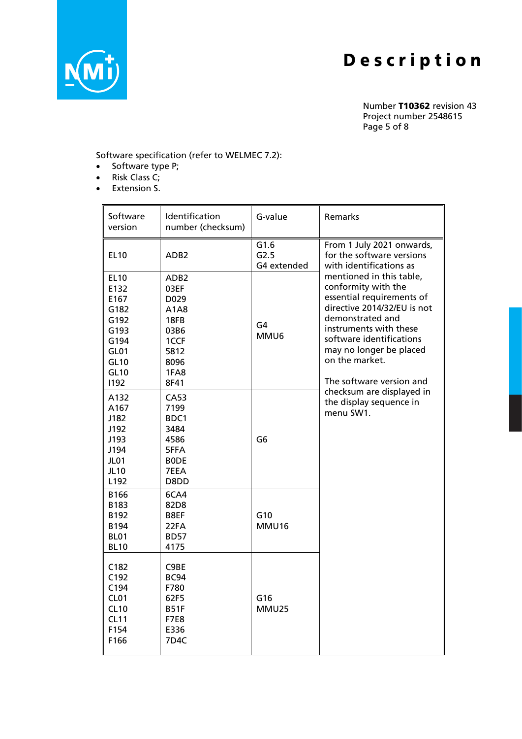Software specification (refer to WELMEC 7.2):

- Software type P;
- Risk Class C;
- Extension S.

| Software version | Identification number (checksum) | G-value | Remarks |
|---|---|---|---|
| EL10 | ADB2 | G1.6<br>G2.5<br>G4 extended | From 1 July 2021 onwards, for the software versions with identifications as mentioned in this table, conformity with the essential requirements of directive 2014/32/EU is not demonstrated and instruments with these software identifications may no longer be placed on the market.<br><br>The software version and checksum are displayed in the display sequence in menu SW1. |
| EL10<br>E132<br>E167<br>G182<br>G192<br>G193<br>G194<br>GL01<br>GL10<br>GL10<br>I192 | ADB2<br>03EF<br>D029<br>A1A8<br>18FB<br>03B6<br>1CCF<br>5812<br>8096<br>1FA8<br>8F41 | G4<br>MMU6 | |
| A132<br>A167<br>J182<br>J192<br>J193<br>J194<br>JL01<br>JL10<br>L192 | CA53<br>7199<br>BDC1<br>3484<br>4586<br>5FFA<br>B0DE<br>7EEA<br>D8DD | G6 | |
| B166<br>B183<br>B192<br>B194<br>BL01<br>BL10 | 6CA4<br>82D8<br>B8EF<br>22FA<br>BD57<br>4175 | G10<br>MMU16 | |
| C182<br>C192<br>C194<br>CL01<br>CL10<br>CL11<br>F154<br>F166 | C9BE<br>BC94<br>F780<br>62F5<br>B51F<br>F7E8<br>E336<br>7D4C | G16<br>MMU25 | |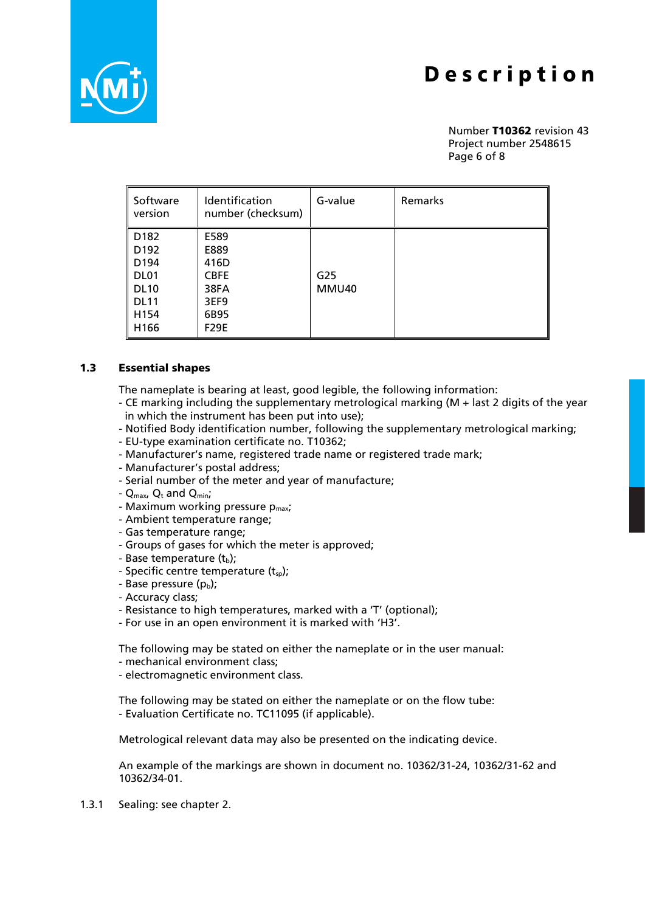| Software version | Identification number (checksum) | G-value | Remarks |
|---|---|---|---|
| D182<br>D192<br>D194<br>DL01<br>DL10<br>DL11<br>H154<br>H166 | E589<br>E889<br>416D<br>CBFE<br>38FA<br>3EF9<br>6B95<br>F29E | G25<br>MMU40 | |

### 1.3 Essential shapes

The nameplate is bearing at least, good legible, the following information:
- CE marking including the supplementary metrological marking (M + last 2 digits of the year in which the instrument has been put into use);
- Notified Body identification number, following the supplementary metrological marking;
- EU-type examination certificate no. T10362;
- Manufacturer's name, registered trade name or registered trade mark;
- Manufacturer's postal address;
- Serial number of the meter and year of manufacture;
- $Q_{max}$, $Q_t$ and $Q_{min}$;
- Maximum working pressure $p_{max}$;
- Ambient temperature range;
- Gas temperature range;
- Groups of gases for which the meter is approved;
- Base temperature ($t_b$);
- Specific centre temperature ($t_{sp}$);
- Base pressure ($p_b$);
- Accuracy class;
- Resistance to high temperatures, marked with a 'T' (optional);
- For use in an open environment it is marked with 'H3'.

The following may be stated on either the nameplate or in the user manual:
- mechanical environment class;
- electromagnetic environment class.

The following may be stated on either the nameplate or on the flow tube:
- Evaluation Certificate no. TC11095 (if applicable).

Metrological relevant data may also be presented on the indicating device.

An example of the markings are shown in document no. 10362/31-24, 10362/31-62 and 10362/34-01.

1.3.1 Sealing: see chapter 2.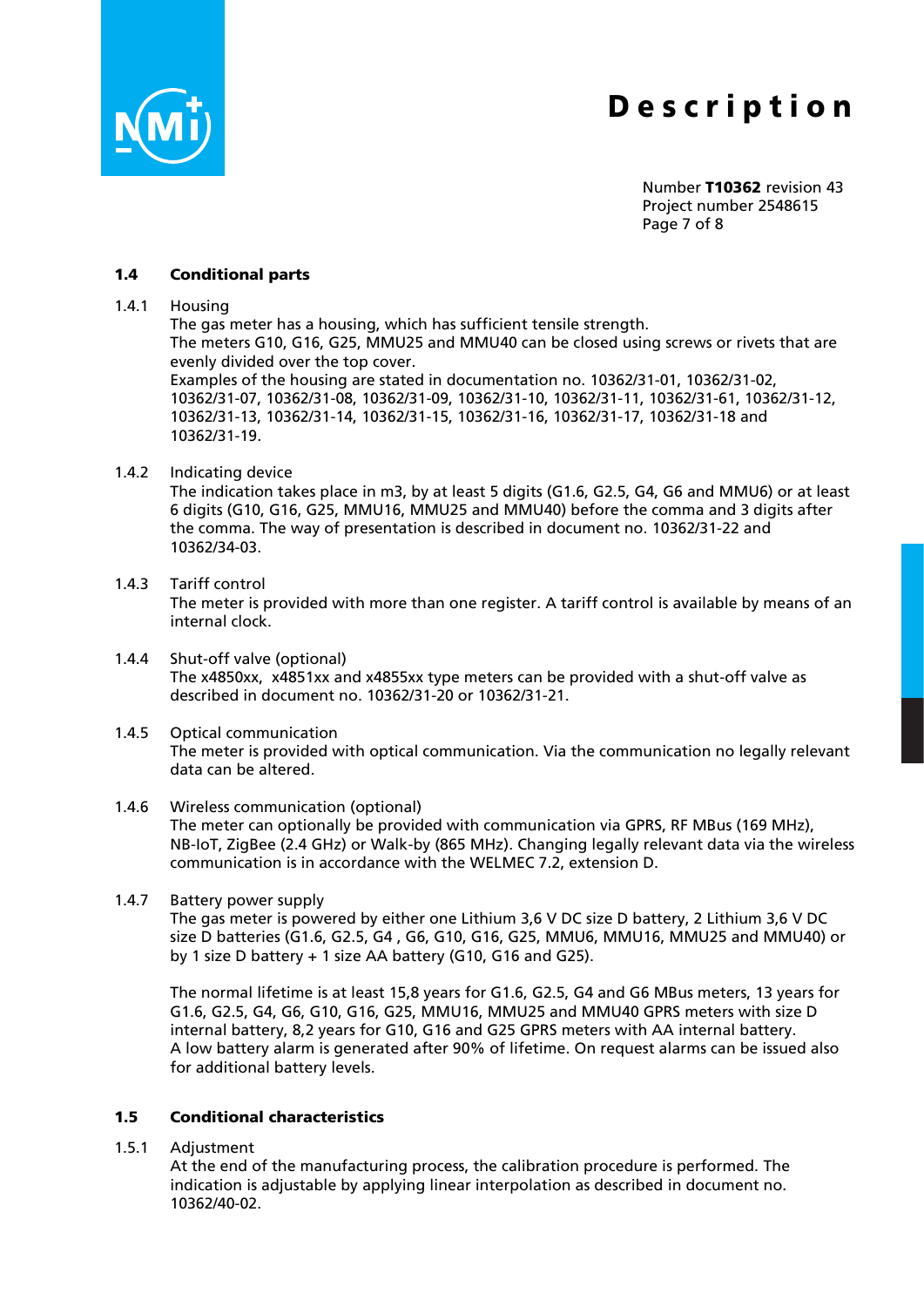### 1.4 Conditional parts

1.4.1 Housing

The gas meter has a housing, which has sufficient tensile strength.
The meters G10, G16, G25, MMU25 and MMU40 can be closed using screws or rivets that are evenly divided over the top cover.
Examples of the housing are stated in documentation no. 10362/31-01, 10362/31-02, 10362/31-07, 10362/31-08, 10362/31-09, 10362/31-10, 10362/31-11, 10362/31-61, 10362/31-12, 10362/31-13, 10362/31-14, 10362/31-15, 10362/31-16, 10362/31-17, 10362/31-18 and 10362/31-19.

1.4.2 Indicating device

The indication takes place in m3, by at least 5 digits (G1.6, G2.5, G4, G6 and MMU6) or at least 6 digits (G10, G16, G25, MMU16, MMU25 and MMU40) before the comma and 3 digits after the comma. The way of presentation is described in document no. 10362/31-22 and 10362/34-03.

1.4.3 Tariff control

The meter is provided with more than one register. A tariff control is available by means of an internal clock.

1.4.4 Shut-off valve (optional)

The x4850xx, x4851xx and x4855xx type meters can be provided with a shut-off valve as described in document no. 10362/31-20 or 10362/31-21.

1.4.5 Optical communication

The meter is provided with optical communication. Via the communication no legally relevant data can be altered.

1.4.6 Wireless communication (optional)

The meter can optionally be provided with communication via GPRS, RF MBus (169 MHz), NB-IoT, ZigBee (2.4 GHz) or Walk-by (865 MHz). Changing legally relevant data via the wireless communication is in accordance with the WELMEC 7.2, extension D.

1.4.7 Battery power supply

The gas meter is powered by either one Lithium 3,6 V DC size D battery, 2 Lithium 3,6 V DC size D batteries (G1.6, G2.5, G4 , G6, G10, G16, G25, MMU6, MMU16, MMU25 and MMU40) or by 1 size D battery + 1 size AA battery (G10, G16 and G25).

The normal lifetime is at least 15,8 years for G1.6, G2.5, G4 and G6 MBus meters, 13 years for G1.6, G2.5, G4, G6, G10, G16, G25, MMU16, MMU25 and MMU40 GPRS meters with size D internal battery, 8,2 years for G10, G16 and G25 GPRS meters with AA internal battery.
A low battery alarm is generated after 90% of lifetime. On request alarms can be issued also for additional battery levels.

### 1.5 Conditional characteristics

1.5.1 Adjustment

At the end of the manufacturing process, the calibration procedure is performed. The indication is adjustable by applying linear interpolation as described in document no. 10362/40-02.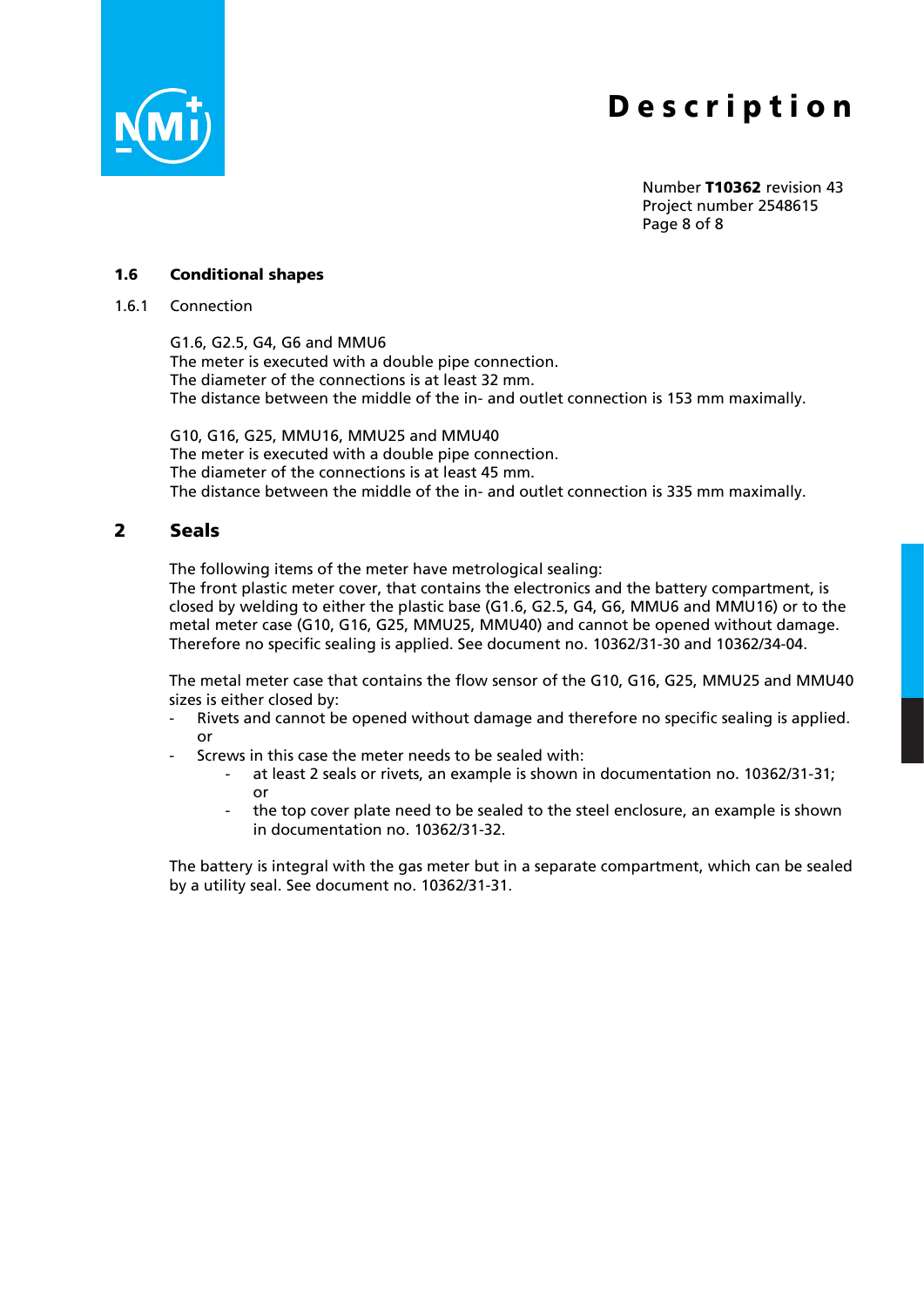### 1.6 Conditional shapes

1.6.1 Connection

G1.6, G2.5, G4, G6 and MMU6
The meter is executed with a double pipe connection.
The diameter of the connections is at least 32 mm.
The distance between the middle of the in- and outlet connection is 153 mm maximally.

G10, G16, G25, MMU16, MMU25 and MMU40
The meter is executed with a double pipe connection.
The diameter of the connections is at least 45 mm.
The distance between the middle of the in- and outlet connection is 335 mm maximally.

## 2 Seals

The following items of the meter have metrological sealing:
The front plastic meter cover, that contains the electronics and the battery compartment, is closed by welding to either the plastic base (G1.6, G2.5, G4, G6, MMU6 and MMU16) or to the metal meter case (G10, G16, G25, MMU25, MMU40) and cannot be opened without damage. Therefore no specific sealing is applied. See document no. 10362/31-30 and 10362/34-04.

The metal meter case that contains the flow sensor of the G10, G16, G25, MMU25 and MMU40 sizes is either closed by:

- Rivets and cannot be opened without damage and therefore no specific sealing is applied.
  or
- Screws in this case the meter needs to be sealed with:
  - at least 2 seals or rivets, an example is shown in documentation no. 10362/31-31;
    or
  - the top cover plate need to be sealed to the steel enclosure, an example is shown in documentation no. 10362/31-32.

The battery is integral with the gas meter but in a separate compartment, which can be sealed by a utility seal. See document no. 10362/31-31.